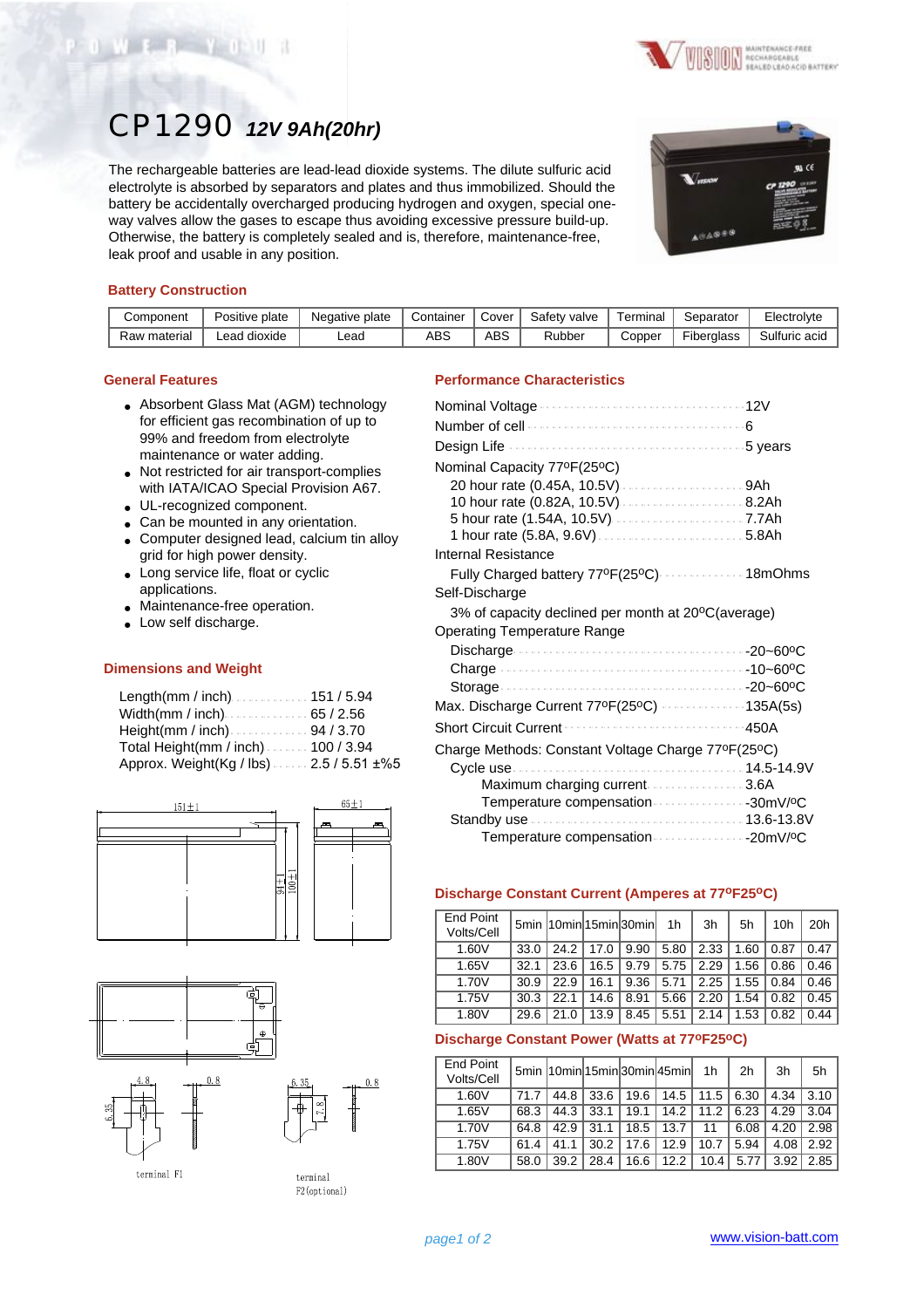# CP1290 *12V 9Ah(20hr)*

The rechargeable batteries are lead-lead dioxide systems. The dilute sulfuric acid electrolyte is absorbed by separators and plates and thus immobilized. Should the battery be accidentally overcharged producing hydrogen and oxygen, special one-way valves allow the gases to escape thus avoiding excessive pressure build-up. Otherwise, the battery is completely sealed and is, therefore, maintenance-free, leak proof and usable in any position.

## Battery Construction

| Component | Positive plate | Negative plate | Container | Cover | Safety valve | Terminal | Separator | Electrolyte |
|---|---|---|---|---|---|---|---|---|
| Raw material | Lead dioxide | Lead | ABS | ABS | Rubber | Copper | Fiberglass | Sulfuric acid |

## General Features

- Absorbent Glass Mat (AGM) technology for efficient gas recombination of up to 99% and freedom from electrolyte maintenance or water adding.
- Not restricted for air transport-complies with IATA/ICAO Special Provision A67.
- UL-recognized component.
- Can be mounted in any orientation.
- Computer designed lead, calcium tin alloy grid for high power density.
- Long service life, float or cyclic applications.
- Maintenance-free operation.
- Low self discharge.

## Dimensions and Weight

Length(mm / inch) ............ 151 / 5.94
Width(mm / inch) ............ 65 / 2.56
Height(mm / inch) ............ 94 / 3.70
Total Height(mm / inch) ........ 100 / 3.94
Approx. Weight(Kg / lbs) ....... 2.5 / 5.51 ±%5

151±1 65±1 94±1 100±1

4.8 0.8 6.35 terminal F1

6.35 0.8 7.8 terminal F2(optional)

## Performance Characteristics

Nominal Voltage ........ 12V
Number of cell ........ 6
Design Life ........ 5 years
Nominal Capacity 77ºF(25ºC)
  20 hour rate (0.45A, 10.5V) ........ 9Ah
  10 hour rate (0.82A, 10.5V) ........ 8.2Ah
  5 hour rate (1.54A, 10.5V) ........ 7.7Ah
  1 hour rate (5.8A, 9.6V) ........ 5.8Ah
Internal Resistance
  Fully Charged battery 77ºF(25ºC) ........ 18mOhms
Self-Discharge
  3% of capacity declined per month at 20ºC(average)
Operating Temperature Range
  Discharge ........ -20~60ºC
  Charge ........ -10~60ºC
  Storage ........ -20~60ºC
Max. Discharge Current 77ºF(25ºC) ........ 135A(5s)
Short Circuit Current ........ 450A
Charge Methods: Constant Voltage Charge 77ºF(25ºC)
  Cycle use ........ 14.5-14.9V
    Maximum charging current ........ 3.6A
    Temperature compensation ........ -30mV/ºC
  Standby use ........ 13.6-13.8V
    Temperature compensation ........ -20mV/ºC

## Discharge Constant Current (Amperes at 77ºF25ºC)

| End Point Volts/Cell | 5min | 10min | 15min | 30min | 1h | 3h | 5h | 10h | 20h |
|---|---|---|---|---|---|---|---|---|---|
| 1.60V | 33.0 | 24.2 | 17.0 | 9.90 | 5.80 | 2.33 | 1.60 | 0.87 | 0.47 |
| 1.65V | 32.1 | 23.6 | 16.5 | 9.79 | 5.75 | 2.29 | 1.56 | 0.86 | 0.46 |
| 1.70V | 30.9 | 22.9 | 16.1 | 9.36 | 5.71 | 2.25 | 1.55 | 0.84 | 0.46 |
| 1.75V | 30.3 | 22.1 | 14.6 | 8.91 | 5.66 | 2.20 | 1.54 | 0.82 | 0.45 |
| 1.80V | 29.6 | 21.0 | 13.9 | 8.45 | 5.51 | 2.14 | 1.53 | 0.82 | 0.44 |

## Discharge Constant Power (Watts at 77ºF25ºC)

| End Point Volts/Cell | 5min | 10min | 15min | 30min | 45min | 1h | 2h | 3h | 5h |
|---|---|---|---|---|---|---|---|---|---|
| 1.60V | 71.7 | 44.8 | 33.6 | 19.6 | 14.5 | 11.5 | 6.30 | 4.34 | 3.10 |
| 1.65V | 68.3 | 44.3 | 33.1 | 19.1 | 14.2 | 11.2 | 6.23 | 4.29 | 3.04 |
| 1.70V | 64.8 | 42.9 | 31.1 | 18.5 | 13.7 | 11 | 6.08 | 4.20 | 2.98 |
| 1.75V | 61.4 | 41.1 | 30.2 | 17.6 | 12.9 | 10.7 | 5.94 | 4.08 | 2.92 |
| 1.80V | 58.0 | 39.2 | 28.4 | 16.6 | 12.2 | 10.4 | 5.77 | 3.92 | 2.85 |

www.vision-batt.com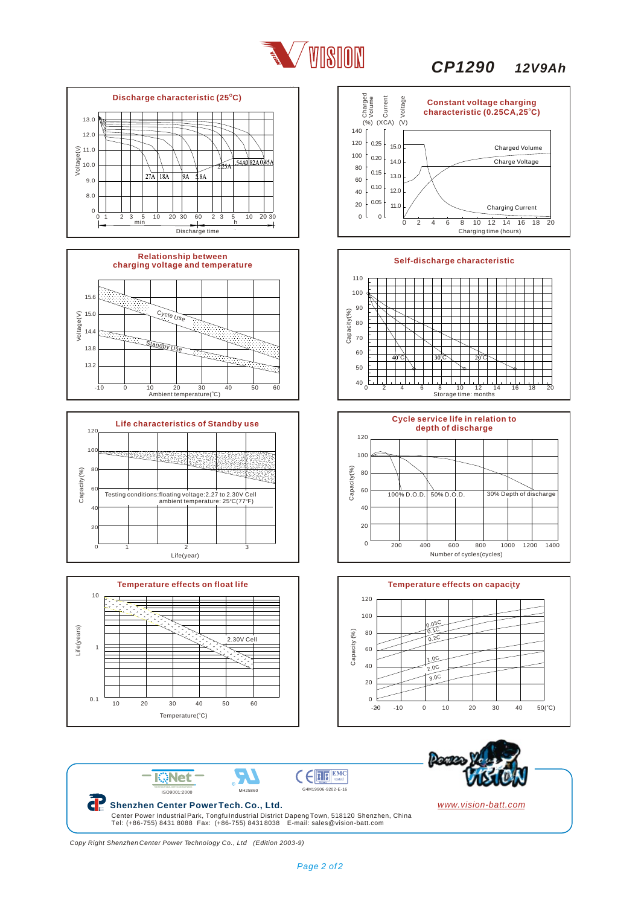# CP1290 12V9Ah

## Discharge characteristic (25°C)

Voltage(v)

13.0
12.0
11.0
10.0
9.0
8.0
0

27A 18A 9A 5.8A 2.25A 1.54A 0.82A 0.45A

1 2 3 5 10 20 30 60 2 3 5 10 20 30

min h

Discharge time

## Constant voltage charging characteristic (0.25CA,25°C)

Charged Volume (%) Current (XCA) Voltage (V)

140
120 0.25 15.0
100 0.20 14.0
80 0.15 13.0
60 0.10 12.0
40 0.05 11.0
20
0 0

Charged Volume

Charge Voltage

Charging Current

0 2 4 6 8 10 12 14 16 18 20

Charging time (hours)

## Relationship between charging voltage and temperature

Voltage(V)

15.6
15.0
14.4
13.8
13.2

Cycle Use

Standby Use

-10 0 10 20 30 40 50 60

Ambient temperature(°C)

## Self-discharge characteristic

Capacity(%)

110
100
90
80
70
60
50
40

40°C 30°C 20°C

0 2 4 6 8 10 12 14 16 18 20

Storage time: months

## Life characteristics of Standby use

Capacity(%)

120
100
80
60
40
20
0

Testing conditions:floating voltage:2.27 to 2.30V Cell
ambient temperature: 25°C(77°F)

1 2 3

Life(year)

## Cycle service life in relation to depth of discharge

Capacity(%)

120
100
80
60
40
20
0

100% D.O.D. 50% D.O.D. 30% Depth of discharge

200 400 600 800 1000 1200 1400

Number of cycles(cycles)

## Temperature effects on float life

Life(years)

10
1
0.1

2.30V Cell

10 20 30 40 50 60

Temperature(°C)

## Temperature effects on capacity

Capacity (%)

120
100
80
60
40
20
0

0.05C
0.1C
0.2C
1.0C
2.0C
3.0C

-20 -10 0 10 20 30 40 50(°C)

ISO9001:2000 MH25860 G4M19906-9202-E-16

**Shenzhen Center Power Tech. Co., Ltd.**

Center Power Industrial Park, Tongfu Industrial District Dapeng Town, 518120 Shenzhen, China
Tel: (+86-755) 8431 8088 Fax: (+86-755) 8431 8038 E-mail: sales@vision-batt.com

*www.vision-batt.com*

*Copy Right Shenzhen Center Power Technology Co., Ltd (Edition 2003-9)*